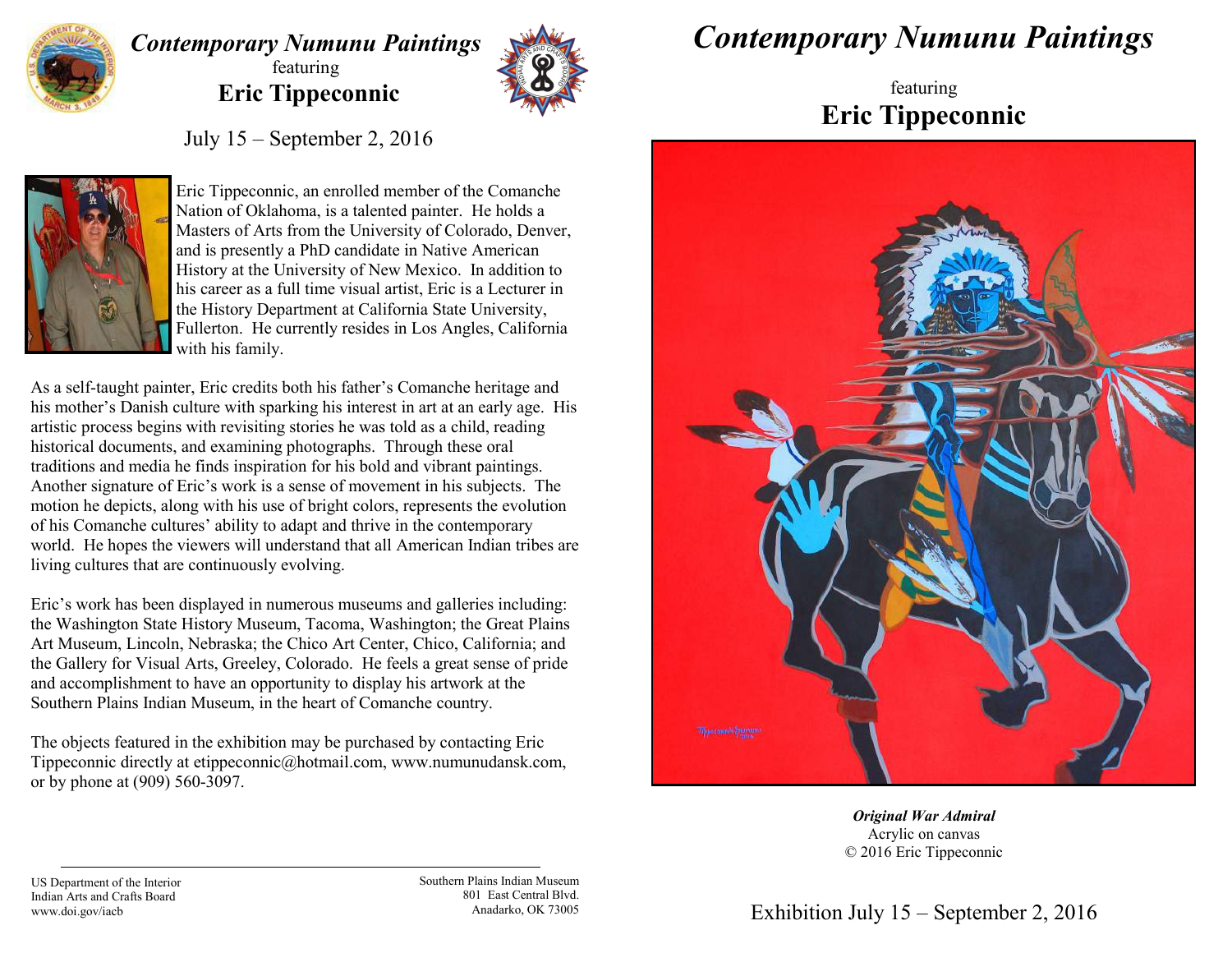# *Contemporary Numunu Paintings*

featuring

## Eric Tippeconnic

July 15 – September 2, 2016

Eric Tippeconnic, an enrolled member of the Comanche Nation of Oklahoma, is a talented painter. He holds a Masters of Arts from the University of Colorado, Denver, and is presently a PhD candidate in Native American History at the University of New Mexico. In addition to his career as a full time visual artist, Eric is a Lecturer in the History Department at California State University, Fullerton. He currently resides in Los Angles, California with his family.

As a self-taught painter, Eric credits both his father's Comanche heritage and his mother's Danish culture with sparking his interest in art at an early age. His artistic process begins with revisiting stories he was told as a child, reading historical documents, and examining photographs. Through these oral traditions and media he finds inspiration for his bold and vibrant paintings. Another signature of Eric's work is a sense of movement in his subjects. The motion he depicts, along with his use of bright colors, represents the evolution of his Comanche cultures' ability to adapt and thrive in the contemporary world. He hopes the viewers will understand that all American Indian tribes are living cultures that are continuously evolving.

Eric's work has been displayed in numerous museums and galleries including: the Washington State History Museum, Tacoma, Washington; the Great Plains Art Museum, Lincoln, Nebraska; the Chico Art Center, Chico, California; and the Gallery for Visual Arts, Greeley, Colorado. He feels a great sense of pride and accomplishment to have an opportunity to display his artwork at the Southern Plains Indian Museum, in the heart of Comanche country.

The objects featured in the exhibition may be purchased by contacting Eric Tippeconnic directly at etippeconnic@hotmail.com, www.numunudansk.com, or by phone at (909) 560-3097.

US Department of the Interior
Indian Arts and Crafts Board
www.doi.gov/iacb

Southern Plains Indian Museum
801 East Central Blvd.
Anadarko, OK 73005

# *Contemporary Numunu Paintings*

featuring

## Eric Tippeconnic

***Original War Admiral***
Acrylic on canvas
© 2016 Eric Tippeconnic

Exhibition July 15 – September 2, 2016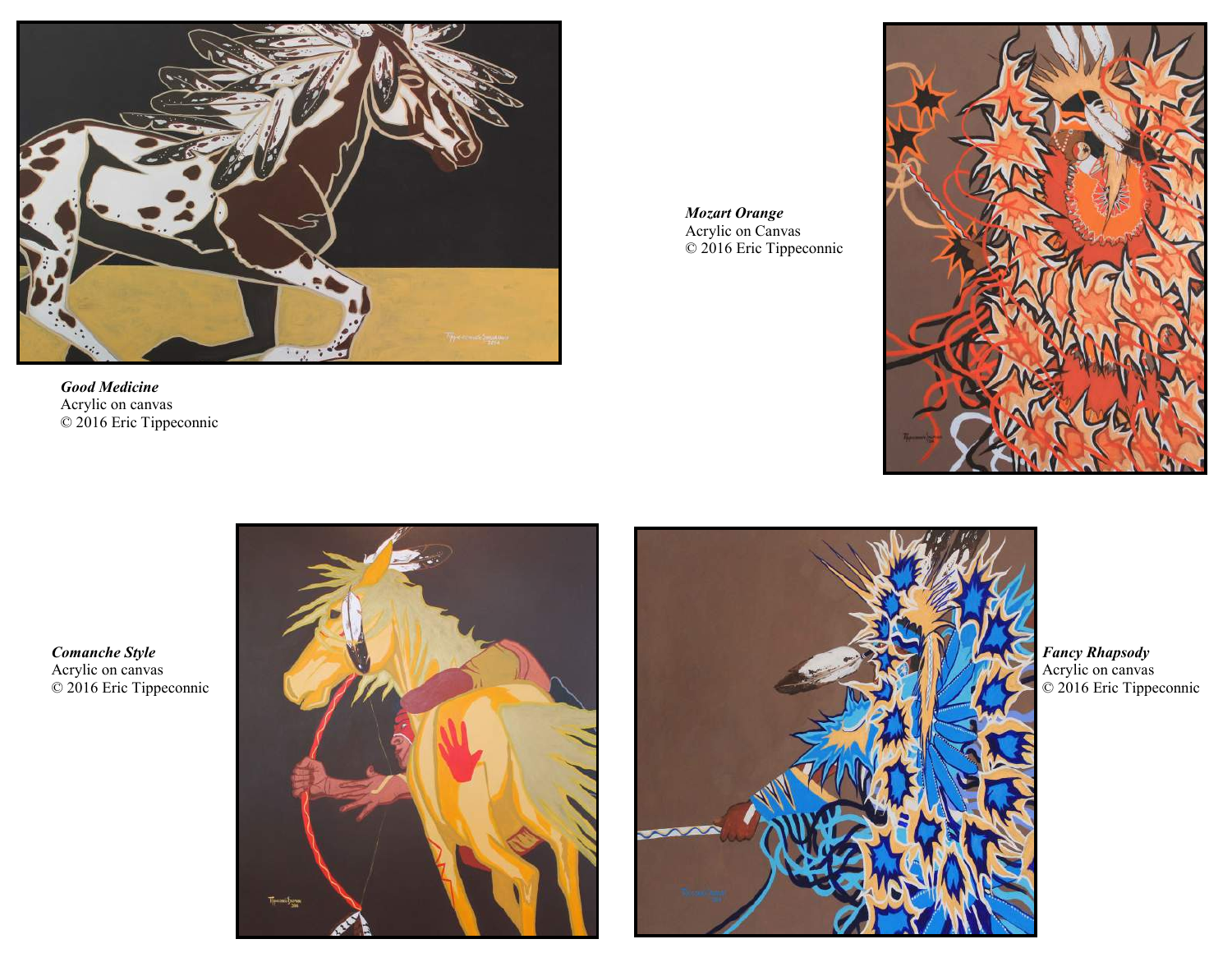***Good Medicine***
Acrylic on canvas
© 2016 Eric Tippeconnic

***Mozart Orange***
Acrylic on Canvas
© 2016 Eric Tippeconnic

***Comanche Style***
Acrylic on canvas
© 2016 Eric Tippeconnic

***Fancy Rhapsody***
Acrylic on canvas
© 2016 Eric Tippeconnic